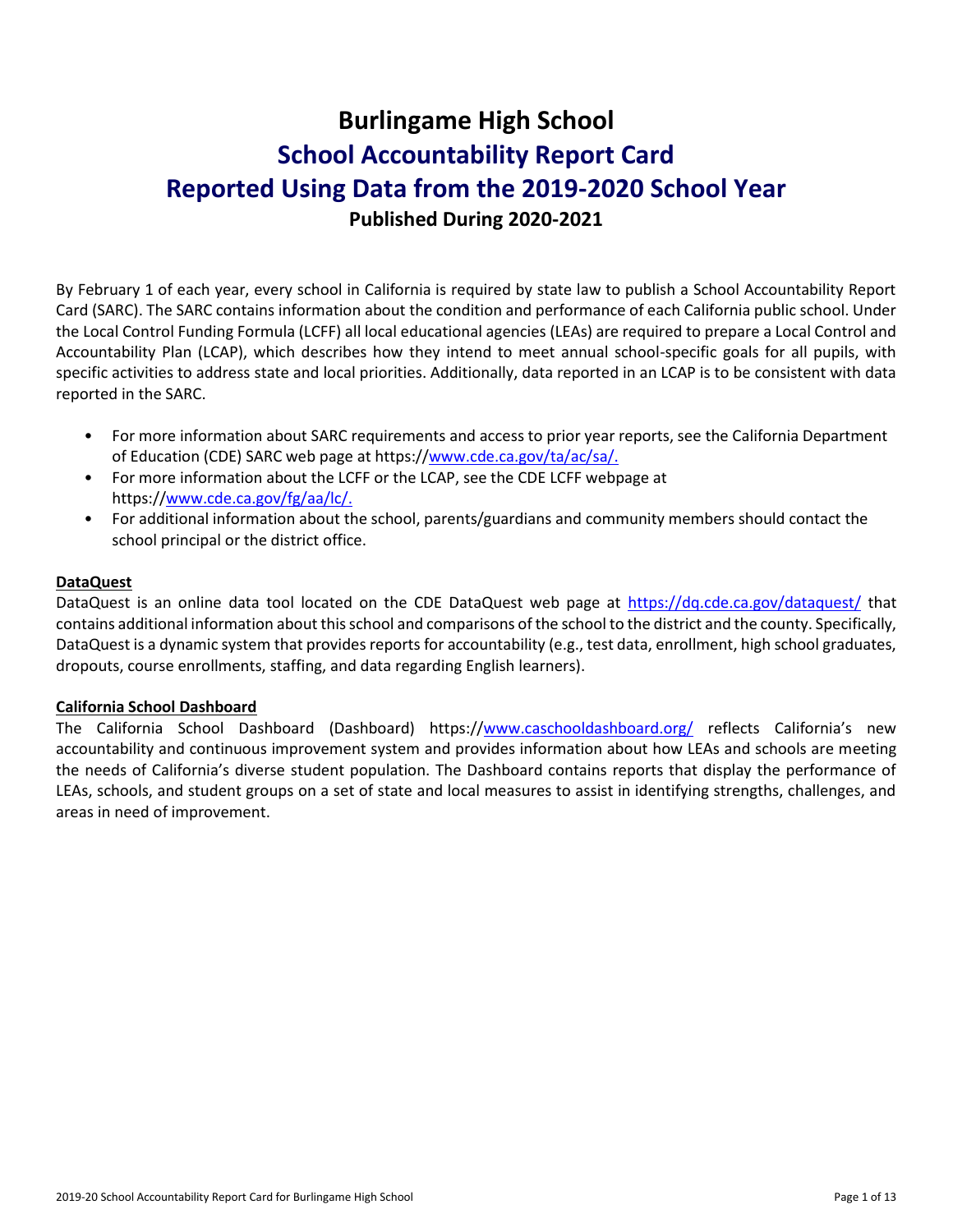# Burlingame High School

## School Accountability Report Card

## Reported Using Data from the 2019-2020 School Year

**Published During 2020-2021**

By February 1 of each year, every school in California is required by state law to publish a School Accountability Report Card (SARC). The SARC contains information about the condition and performance of each California public school. Under the Local Control Funding Formula (LCFF) all local educational agencies (LEAs) are required to prepare a Local Control and Accountability Plan (LCAP), which describes how they intend to meet annual school-specific goals for all pupils, with specific activities to address state and local priorities. Additionally, data reported in an LCAP is to be consistent with data reported in the SARC.

- For more information about SARC requirements and access to prior year reports, see the California Department of Education (CDE) SARC web page at https://www.cde.ca.gov/ta/ac/sa/.
- For more information about the LCFF or the LCAP, see the CDE LCFF webpage at https://www.cde.ca.gov/fg/aa/lc/.
- For additional information about the school, parents/guardians and community members should contact the school principal or the district office.

**DataQuest**

DataQuest is an online data tool located on the CDE DataQuest web page at https://dq.cde.ca.gov/dataquest/ that contains additional information about this school and comparisons of the school to the district and the county. Specifically, DataQuest is a dynamic system that provides reports for accountability (e.g., test data, enrollment, high school graduates, dropouts, course enrollments, staffing, and data regarding English learners).

**California School Dashboard**

The California School Dashboard (Dashboard) https://www.caschooldashboard.org/ reflects California's new accountability and continuous improvement system and provides information about how LEAs and schools are meeting the needs of California's diverse student population. The Dashboard contains reports that display the performance of LEAs, schools, and student groups on a set of state and local measures to assist in identifying strengths, challenges, and areas in need of improvement.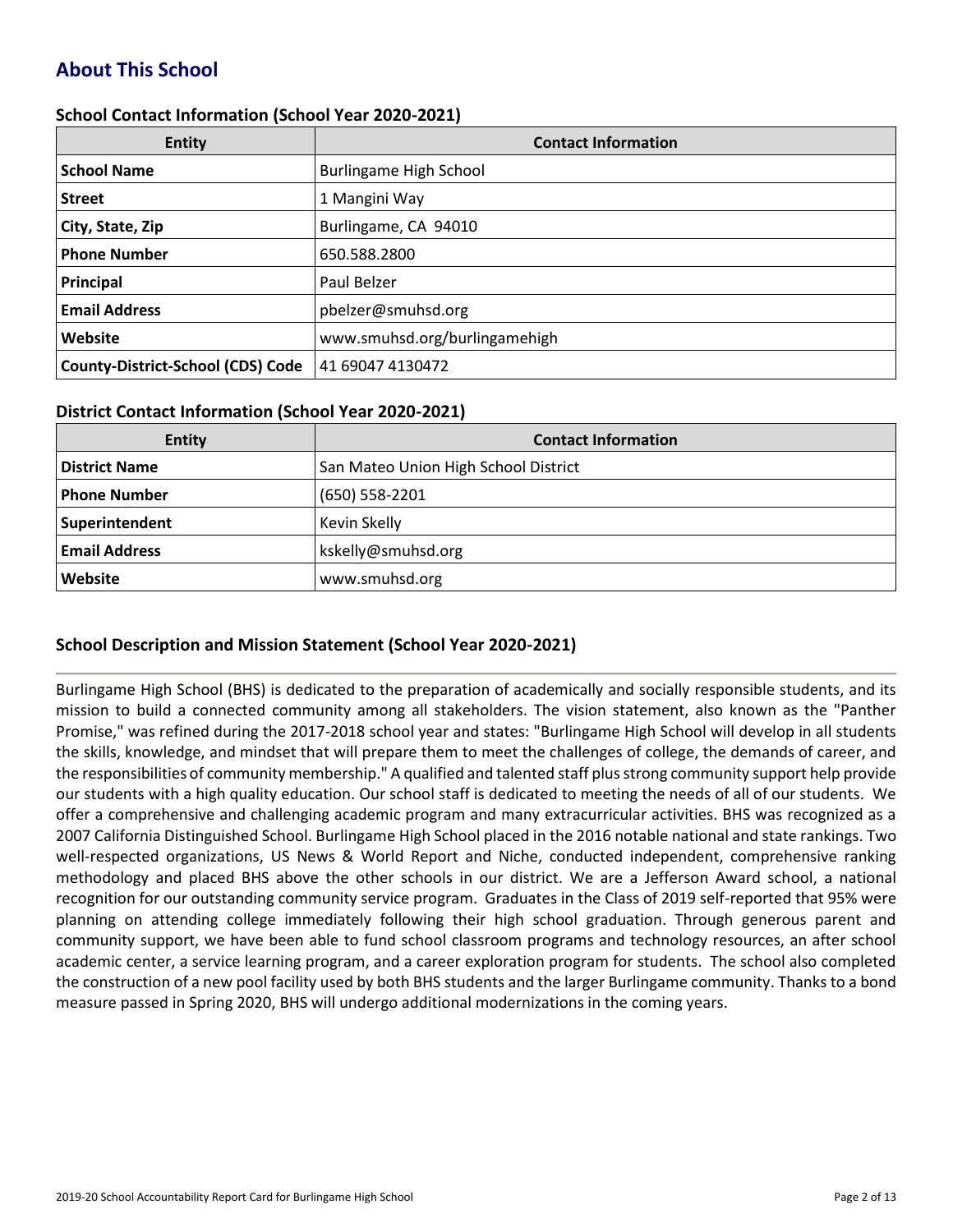## About This School

### School Contact Information (School Year 2020-2021)

| Entity | Contact Information |
|---|---|
| **School Name** | Burlingame High School |
| **Street** | 1 Mangini Way |
| **City, State, Zip** | Burlingame, CA 94010 |
| **Phone Number** | 650.588.2800 |
| **Principal** | Paul Belzer |
| **Email Address** | pbelzer@smuhsd.org |
| **Website** | www.smuhsd.org/burlingamehigh |
| **County-District-School (CDS) Code** | 41 69047 4130472 |

### District Contact Information (School Year 2020-2021)

| Entity | Contact Information |
|---|---|
| **District Name** | San Mateo Union High School District |
| **Phone Number** | (650) 558-2201 |
| **Superintendent** | Kevin Skelly |
| **Email Address** | kskelly@smuhsd.org |
| **Website** | www.smuhsd.org |

### School Description and Mission Statement (School Year 2020-2021)

Burlingame High School (BHS) is dedicated to the preparation of academically and socially responsible students, and its mission to build a connected community among all stakeholders. The vision statement, also known as the "Panther Promise," was refined during the 2017-2018 school year and states: "Burlingame High School will develop in all students the skills, knowledge, and mindset that will prepare them to meet the challenges of college, the demands of career, and the responsibilities of community membership." A qualified and talented staff plus strong community support help provide our students with a high quality education. Our school staff is dedicated to meeting the needs of all of our students. We offer a comprehensive and challenging academic program and many extracurricular activities. BHS was recognized as a 2007 California Distinguished School. Burlingame High School placed in the 2016 notable national and state rankings. Two well-respected organizations, US News & World Report and Niche, conducted independent, comprehensive ranking methodology and placed BHS above the other schools in our district. We are a Jefferson Award school, a national recognition for our outstanding community service program. Graduates in the Class of 2019 self-reported that 95% were planning on attending college immediately following their high school graduation. Through generous parent and community support, we have been able to fund school classroom programs and technology resources, an after school academic center, a service learning program, and a career exploration program for students. The school also completed the construction of a new pool facility used by both BHS students and the larger Burlingame community. Thanks to a bond measure passed in Spring 2020, BHS will undergo additional modernizations in the coming years.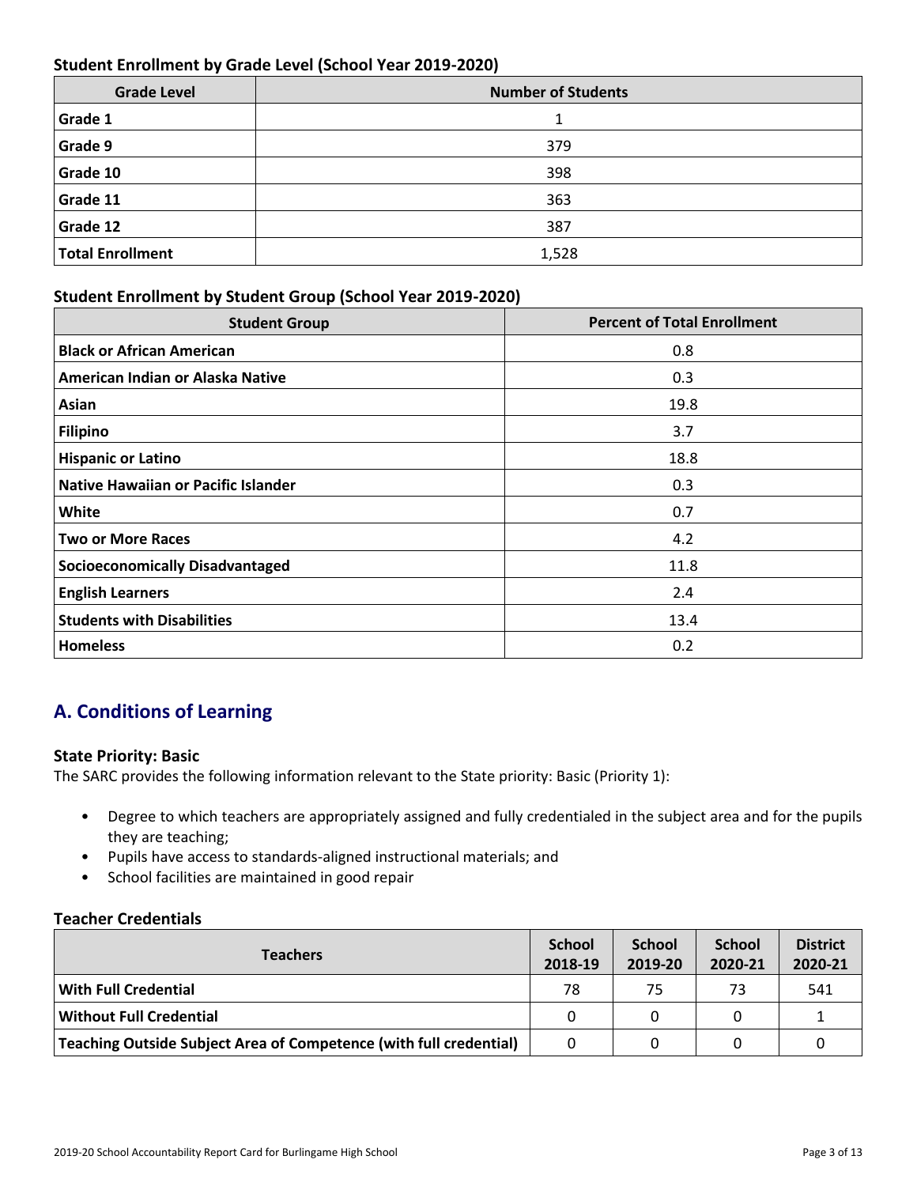### Student Enrollment by Grade Level (School Year 2019-2020)

| Grade Level | Number of Students |
|---|---|
| **Grade 1** | 1 |
| **Grade 9** | 379 |
| **Grade 10** | 398 |
| **Grade 11** | 363 |
| **Grade 12** | 387 |
| **Total Enrollment** | 1,528 |

### Student Enrollment by Student Group (School Year 2019-2020)

| Student Group | Percent of Total Enrollment |
|---|---|
| **Black or African American** | 0.8 |
| **American Indian or Alaska Native** | 0.3 |
| **Asian** | 19.8 |
| **Filipino** | 3.7 |
| **Hispanic or Latino** | 18.8 |
| **Native Hawaiian or Pacific Islander** | 0.3 |
| **White** | 0.7 |
| **Two or More Races** | 4.2 |
| **Socioeconomically Disadvantaged** | 11.8 |
| **English Learners** | 2.4 |
| **Students with Disabilities** | 13.4 |
| **Homeless** | 0.2 |

## A. Conditions of Learning

### State Priority: Basic

The SARC provides the following information relevant to the State priority: Basic (Priority 1):

- Degree to which teachers are appropriately assigned and fully credentialed in the subject area and for the pupils they are teaching;
- Pupils have access to standards-aligned instructional materials; and
- School facilities are maintained in good repair

### Teacher Credentials

| Teachers | School 2018-19 | School 2019-20 | School 2020-21 | District 2020-21 |
|---|---|---|---|---|
| **With Full Credential** | 78 | 75 | 73 | 541 |
| **Without Full Credential** | 0 | 0 | 0 | 1 |
| **Teaching Outside Subject Area of Competence (with full credential)** | 0 | 0 | 0 | 0 |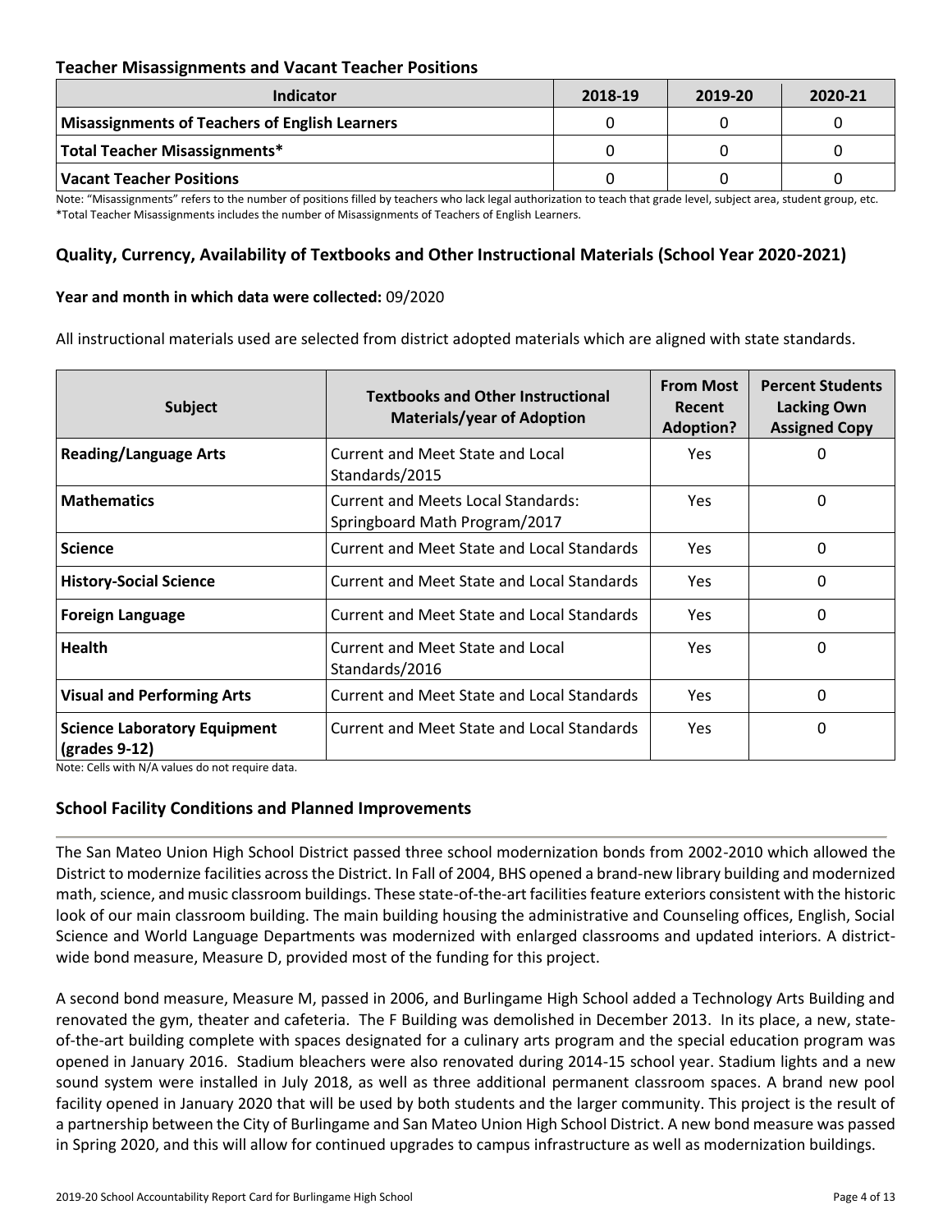## Teacher Misassignments and Vacant Teacher Positions

| Indicator | 2018-19 | 2019-20 | 2020-21 |
| --- | --- | --- | --- |
| **Misassignments of Teachers of English Learners** | 0 | 0 | 0 |
| **Total Teacher Misassignments*** | 0 | 0 | 0 |
| **Vacant Teacher Positions** | 0 | 0 | 0 |

Note: "Misassignments" refers to the number of positions filled by teachers who lack legal authorization to teach that grade level, subject area, student group, etc.
*Total Teacher Misassignments includes the number of Misassignments of Teachers of English Learners.

## Quality, Currency, Availability of Textbooks and Other Instructional Materials (School Year 2020-2021)

**Year and month in which data were collected:** 09/2020

All instructional materials used are selected from district adopted materials which are aligned with state standards.

| Subject | Textbooks and Other Instructional Materials/year of Adoption | From Most Recent Adoption? | Percent Students Lacking Own Assigned Copy |
| --- | --- | --- | --- |
| **Reading/Language Arts** | Current and Meet State and Local Standards/2015 | Yes | 0 |
| **Mathematics** | Current and Meets Local Standards: Springboard Math Program/2017 | Yes | 0 |
| **Science** | Current and Meet State and Local Standards | Yes | 0 |
| **History-Social Science** | Current and Meet State and Local Standards | Yes | 0 |
| **Foreign Language** | Current and Meet State and Local Standards | Yes | 0 |
| **Health** | Current and Meet State and Local Standards/2016 | Yes | 0 |
| **Visual and Performing Arts** | Current and Meet State and Local Standards | Yes | 0 |
| **Science Laboratory Equipment (grades 9-12)** | Current and Meet State and Local Standards | Yes | 0 |

Note: Cells with N/A values do not require data.

## School Facility Conditions and Planned Improvements

The San Mateo Union High School District passed three school modernization bonds from 2002-2010 which allowed the District to modernize facilities across the District. In Fall of 2004, BHS opened a brand-new library building and modernized math, science, and music classroom buildings. These state-of-the-art facilities feature exteriors consistent with the historic look of our main classroom building. The main building housing the administrative and Counseling offices, English, Social Science and World Language Departments was modernized with enlarged classrooms and updated interiors. A district-wide bond measure, Measure D, provided most of the funding for this project.

A second bond measure, Measure M, passed in 2006, and Burlingame High School added a Technology Arts Building and renovated the gym, theater and cafeteria. The F Building was demolished in December 2013. In its place, a new, state-of-the-art building complete with spaces designated for a culinary arts program and the special education program was opened in January 2016. Stadium bleachers were also renovated during 2014-15 school year. Stadium lights and a new sound system were installed in July 2018, as well as three additional permanent classroom spaces. A brand new pool facility opened in January 2020 that will be used by both students and the larger community. This project is the result of a partnership between the City of Burlingame and San Mateo Union High School District. A new bond measure was passed in Spring 2020, and this will allow for continued upgrades to campus infrastructure as well as modernization buildings.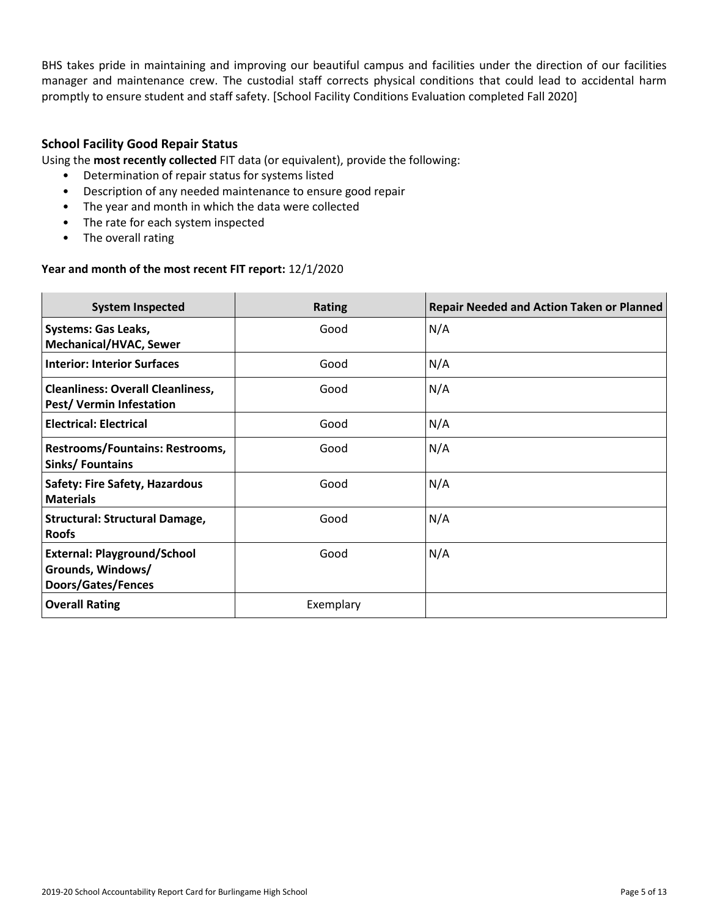BHS takes pride in maintaining and improving our beautiful campus and facilities under the direction of our facilities manager and maintenance crew. The custodial staff corrects physical conditions that could lead to accidental harm promptly to ensure student and staff safety. [School Facility Conditions Evaluation completed Fall 2020]

### School Facility Good Repair Status

Using the **most recently collected** FIT data (or equivalent), provide the following:

- Determination of repair status for systems listed
- Description of any needed maintenance to ensure good repair
- The year and month in which the data were collected
- The rate for each system inspected
- The overall rating

**Year and month of the most recent FIT report:** 12/1/2020

| System Inspected | Rating | Repair Needed and Action Taken or Planned |
|---|---|---|
| **Systems: Gas Leaks, Mechanical/HVAC, Sewer** | Good | N/A |
| **Interior: Interior Surfaces** | Good | N/A |
| **Cleanliness: Overall Cleanliness, Pest/ Vermin Infestation** | Good | N/A |
| **Electrical: Electrical** | Good | N/A |
| **Restrooms/Fountains: Restrooms, Sinks/ Fountains** | Good | N/A |
| **Safety: Fire Safety, Hazardous Materials** | Good | N/A |
| **Structural: Structural Damage, Roofs** | Good | N/A |
| **External: Playground/School Grounds, Windows/ Doors/Gates/Fences** | Good | N/A |
| **Overall Rating** | Exemplary | |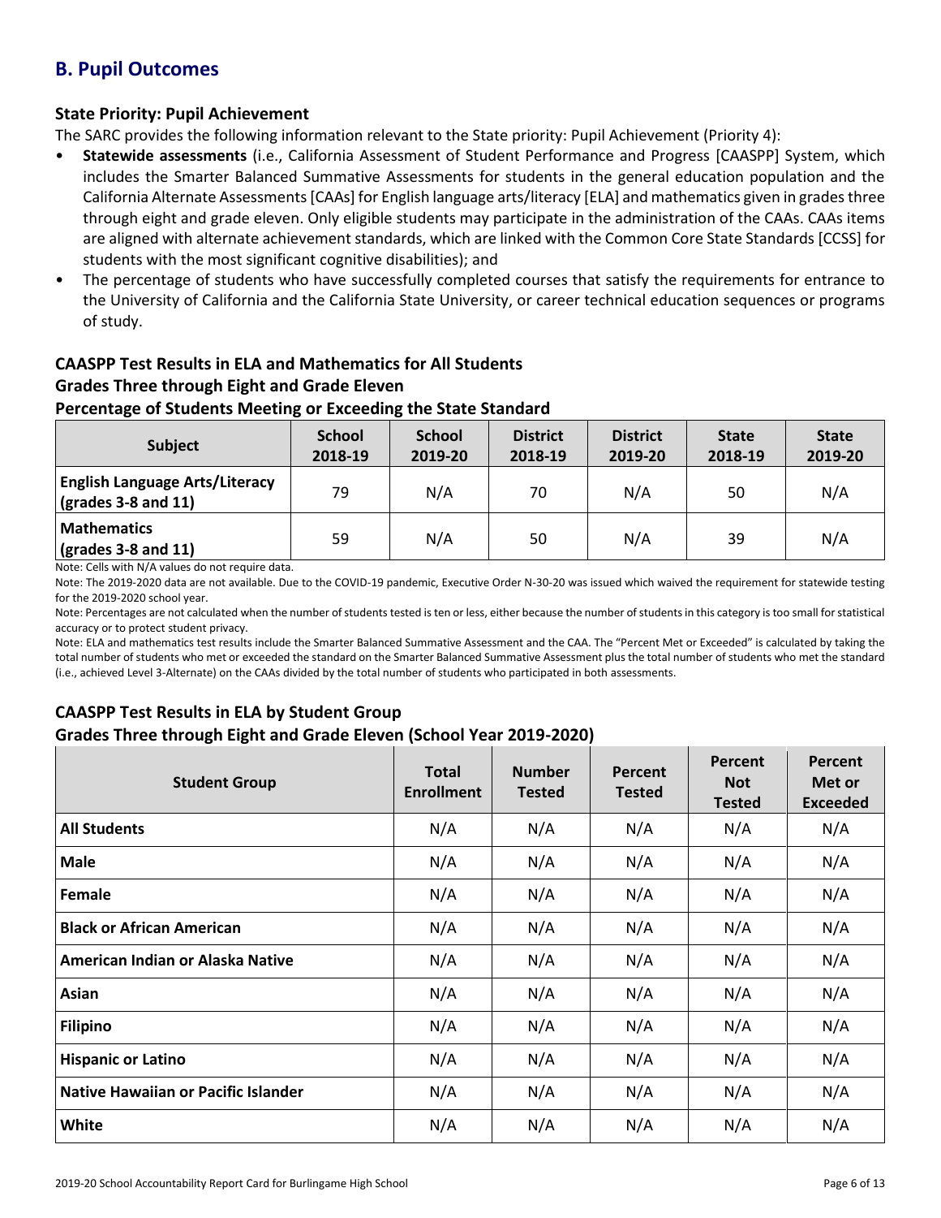## B. Pupil Outcomes

### State Priority: Pupil Achievement

The SARC provides the following information relevant to the State priority: Pupil Achievement (Priority 4):

- **Statewide assessments** (i.e., California Assessment of Student Performance and Progress [CAASPP] System, which includes the Smarter Balanced Summative Assessments for students in the general education population and the California Alternate Assessments [CAAs] for English language arts/literacy [ELA] and mathematics given in grades three through eight and grade eleven. Only eligible students may participate in the administration of the CAAs. CAAs items are aligned with alternate achievement standards, which are linked with the Common Core State Standards [CCSS] for students with the most significant cognitive disabilities); and
- The percentage of students who have successfully completed courses that satisfy the requirements for entrance to the University of California and the California State University, or career technical education sequences or programs of study.

### CAASPP Test Results in ELA and Mathematics for All Students
### Grades Three through Eight and Grade Eleven
### Percentage of Students Meeting or Exceeding the State Standard

| Subject | School 2018-19 | School 2019-20 | District 2018-19 | District 2019-20 | State 2018-19 | State 2019-20 |
|---|---|---|---|---|---|---|
| **English Language Arts/Literacy (grades 3-8 and 11)** | 79 | N/A | 70 | N/A | 50 | N/A |
| **Mathematics (grades 3-8 and 11)** | 59 | N/A | 50 | N/A | 39 | N/A |

Note: Cells with N/A values do not require data.

Note: The 2019-2020 data are not available. Due to the COVID-19 pandemic, Executive Order N-30-20 was issued which waived the requirement for statewide testing for the 2019-2020 school year.

Note: Percentages are not calculated when the number of students tested is ten or less, either because the number of students in this category is too small for statistical accuracy or to protect student privacy.

Note: ELA and mathematics test results include the Smarter Balanced Summative Assessment and the CAA. The "Percent Met or Exceeded" is calculated by taking the total number of students who met or exceeded the standard on the Smarter Balanced Summative Assessment plus the total number of students who met the standard (i.e., achieved Level 3-Alternate) on the CAAs divided by the total number of students who participated in both assessments.

### CAASPP Test Results in ELA by Student Group
### Grades Three through Eight and Grade Eleven (School Year 2019-2020)

| Student Group | Total Enrollment | Number Tested | Percent Tested | Percent Not Tested | Percent Met or Exceeded |
|---|---|---|---|---|---|
| **All Students** | N/A | N/A | N/A | N/A | N/A |
| **Male** | N/A | N/A | N/A | N/A | N/A |
| **Female** | N/A | N/A | N/A | N/A | N/A |
| **Black or African American** | N/A | N/A | N/A | N/A | N/A |
| **American Indian or Alaska Native** | N/A | N/A | N/A | N/A | N/A |
| **Asian** | N/A | N/A | N/A | N/A | N/A |
| **Filipino** | N/A | N/A | N/A | N/A | N/A |
| **Hispanic or Latino** | N/A | N/A | N/A | N/A | N/A |
| **Native Hawaiian or Pacific Islander** | N/A | N/A | N/A | N/A | N/A |
| **White** | N/A | N/A | N/A | N/A | N/A |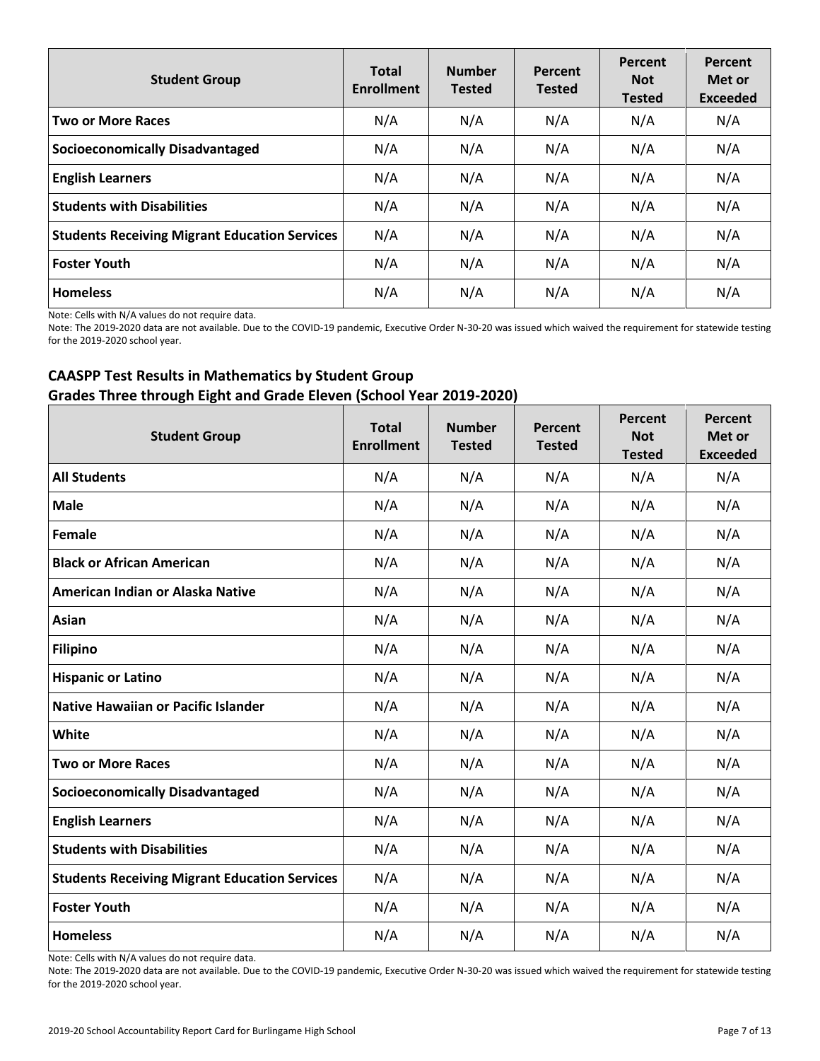| Student Group | Total Enrollment | Number Tested | Percent Tested | Percent Not Tested | Percent Met or Exceeded |
|---|---|---|---|---|---|
| **Two or More Races** | N/A | N/A | N/A | N/A | N/A |
| **Socioeconomically Disadvantaged** | N/A | N/A | N/A | N/A | N/A |
| **English Learners** | N/A | N/A | N/A | N/A | N/A |
| **Students with Disabilities** | N/A | N/A | N/A | N/A | N/A |
| **Students Receiving Migrant Education Services** | N/A | N/A | N/A | N/A | N/A |
| **Foster Youth** | N/A | N/A | N/A | N/A | N/A |
| **Homeless** | N/A | N/A | N/A | N/A | N/A |

Note: Cells with N/A values do not require data.

Note: The 2019-2020 data are not available. Due to the COVID-19 pandemic, Executive Order N-30-20 was issued which waived the requirement for statewide testing for the 2019-2020 school year.

### CAASPP Test Results in Mathematics by Student Group
### Grades Three through Eight and Grade Eleven (School Year 2019-2020)

| Student Group | Total Enrollment | Number Tested | Percent Tested | Percent Not Tested | Percent Met or Exceeded |
|---|---|---|---|---|---|
| **All Students** | N/A | N/A | N/A | N/A | N/A |
| **Male** | N/A | N/A | N/A | N/A | N/A |
| **Female** | N/A | N/A | N/A | N/A | N/A |
| **Black or African American** | N/A | N/A | N/A | N/A | N/A |
| **American Indian or Alaska Native** | N/A | N/A | N/A | N/A | N/A |
| **Asian** | N/A | N/A | N/A | N/A | N/A |
| **Filipino** | N/A | N/A | N/A | N/A | N/A |
| **Hispanic or Latino** | N/A | N/A | N/A | N/A | N/A |
| **Native Hawaiian or Pacific Islander** | N/A | N/A | N/A | N/A | N/A |
| **White** | N/A | N/A | N/A | N/A | N/A |
| **Two or More Races** | N/A | N/A | N/A | N/A | N/A |
| **Socioeconomically Disadvantaged** | N/A | N/A | N/A | N/A | N/A |
| **English Learners** | N/A | N/A | N/A | N/A | N/A |
| **Students with Disabilities** | N/A | N/A | N/A | N/A | N/A |
| **Students Receiving Migrant Education Services** | N/A | N/A | N/A | N/A | N/A |
| **Foster Youth** | N/A | N/A | N/A | N/A | N/A |
| **Homeless** | N/A | N/A | N/A | N/A | N/A |

Note: Cells with N/A values do not require data.

Note: The 2019-2020 data are not available. Due to the COVID-19 pandemic, Executive Order N-30-20 was issued which waived the requirement for statewide testing for the 2019-2020 school year.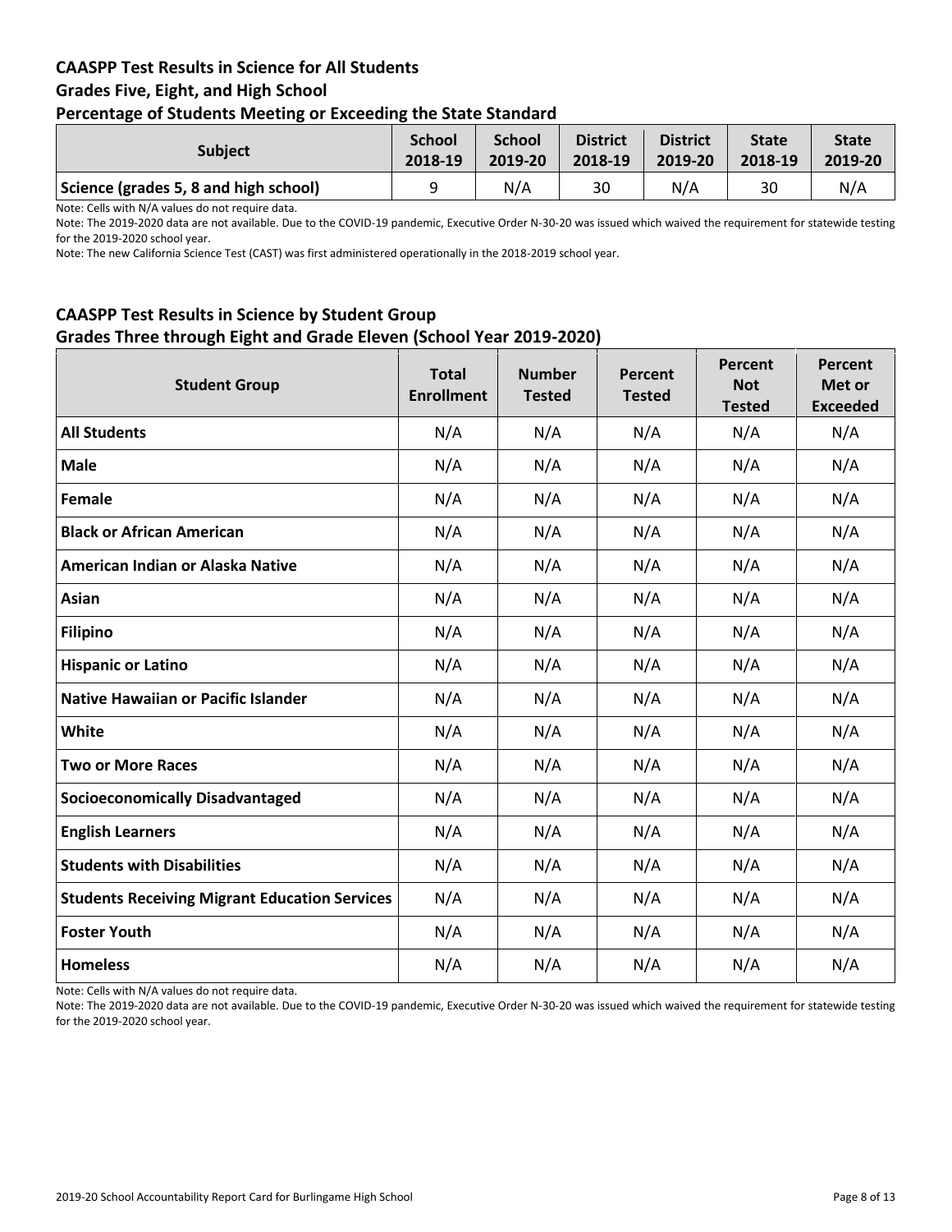### CAASPP Test Results in Science for All Students
### Grades Five, Eight, and High School
### Percentage of Students Meeting or Exceeding the State Standard

| Subject | School 2018-19 | School 2019-20 | District 2018-19 | District 2019-20 | State 2018-19 | State 2019-20 |
|---|---|---|---|---|---|---|
| Science (grades 5, 8 and high school) | 9 | N/A | 30 | N/A | 30 | N/A |

Note: Cells with N/A values do not require data.

Note: The 2019-2020 data are not available. Due to the COVID-19 pandemic, Executive Order N-30-20 was issued which waived the requirement for statewide testing for the 2019-2020 school year.

Note: The new California Science Test (CAST) was first administered operationally in the 2018-2019 school year.

### CAASPP Test Results in Science by Student Group
### Grades Three through Eight and Grade Eleven (School Year 2019-2020)

| Student Group | Total Enrollment | Number Tested | Percent Tested | Percent Not Tested | Percent Met or Exceeded |
|---|---|---|---|---|---|
| All Students | N/A | N/A | N/A | N/A | N/A |
| Male | N/A | N/A | N/A | N/A | N/A |
| Female | N/A | N/A | N/A | N/A | N/A |
| Black or African American | N/A | N/A | N/A | N/A | N/A |
| American Indian or Alaska Native | N/A | N/A | N/A | N/A | N/A |
| Asian | N/A | N/A | N/A | N/A | N/A |
| Filipino | N/A | N/A | N/A | N/A | N/A |
| Hispanic or Latino | N/A | N/A | N/A | N/A | N/A |
| Native Hawaiian or Pacific Islander | N/A | N/A | N/A | N/A | N/A |
| White | N/A | N/A | N/A | N/A | N/A |
| Two or More Races | N/A | N/A | N/A | N/A | N/A |
| Socioeconomically Disadvantaged | N/A | N/A | N/A | N/A | N/A |
| English Learners | N/A | N/A | N/A | N/A | N/A |
| Students with Disabilities | N/A | N/A | N/A | N/A | N/A |
| Students Receiving Migrant Education Services | N/A | N/A | N/A | N/A | N/A |
| Foster Youth | N/A | N/A | N/A | N/A | N/A |
| Homeless | N/A | N/A | N/A | N/A | N/A |

Note: Cells with N/A values do not require data.

Note: The 2019-2020 data are not available. Due to the COVID-19 pandemic, Executive Order N-30-20 was issued which waived the requirement for statewide testing for the 2019-2020 school year.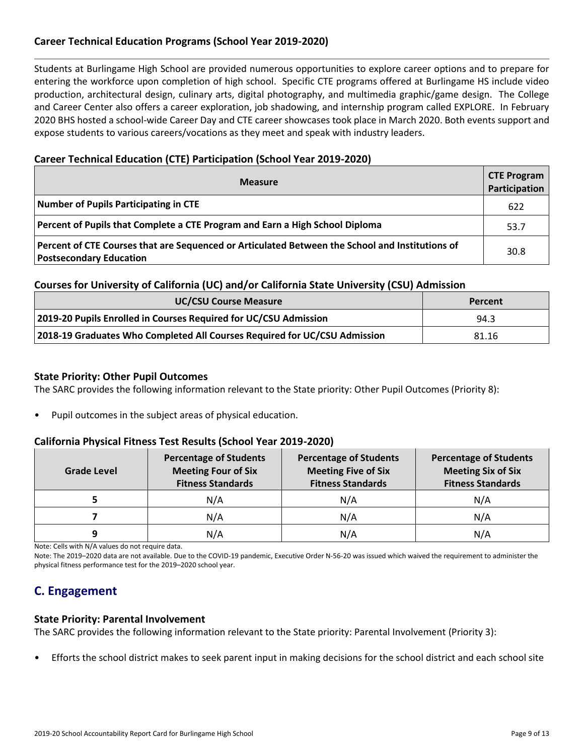### Career Technical Education Programs (School Year 2019-2020)

Students at Burlingame High School are provided numerous opportunities to explore career options and to prepare for entering the workforce upon completion of high school. Specific CTE programs offered at Burlingame HS include video production, architectural design, culinary arts, digital photography, and multimedia graphic/game design. The College and Career Center also offers a career exploration, job shadowing, and internship program called EXPLORE. In February 2020 BHS hosted a school-wide Career Day and CTE career showcases took place in March 2020. Both events support and expose students to various careers/vocations as they meet and speak with industry leaders.

### Career Technical Education (CTE) Participation (School Year 2019-2020)

| Measure | CTE Program Participation |
|---|---|
| **Number of Pupils Participating in CTE** | 622 |
| **Percent of Pupils that Complete a CTE Program and Earn a High School Diploma** | 53.7 |
| **Percent of CTE Courses that are Sequenced or Articulated Between the School and Institutions of Postsecondary Education** | 30.8 |

### Courses for University of California (UC) and/or California State University (CSU) Admission

| UC/CSU Course Measure | Percent |
|---|---|
| **2019-20 Pupils Enrolled in Courses Required for UC/CSU Admission** | 94.3 |
| **2018-19 Graduates Who Completed All Courses Required for UC/CSU Admission** | 81.16 |

### State Priority: Other Pupil Outcomes

The SARC provides the following information relevant to the State priority: Other Pupil Outcomes (Priority 8):

- Pupil outcomes in the subject areas of physical education.

### California Physical Fitness Test Results (School Year 2019-2020)

| Grade Level | Percentage of Students Meeting Four of Six Fitness Standards | Percentage of Students Meeting Five of Six Fitness Standards | Percentage of Students Meeting Six of Six Fitness Standards |
|---|---|---|---|
| **5** | N/A | N/A | N/A |
| **7** | N/A | N/A | N/A |
| **9** | N/A | N/A | N/A |

Note: Cells with N/A values do not require data.

Note: The 2019–2020 data are not available. Due to the COVID-19 pandemic, Executive Order N-56-20 was issued which waived the requirement to administer the physical fitness performance test for the 2019–2020 school year.

## C. Engagement

### State Priority: Parental Involvement

The SARC provides the following information relevant to the State priority: Parental Involvement (Priority 3):

- Efforts the school district makes to seek parent input in making decisions for the school district and each school site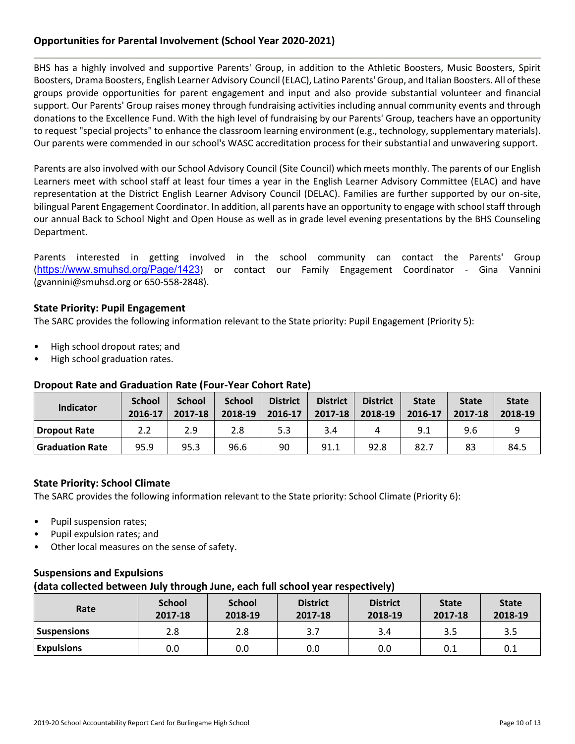### Opportunities for Parental Involvement (School Year 2020-2021)

BHS has a highly involved and supportive Parents' Group, in addition to the Athletic Boosters, Music Boosters, Spirit Boosters, Drama Boosters, English Learner Advisory Council (ELAC), Latino Parents' Group, and Italian Boosters. All of these groups provide opportunities for parent engagement and input and also provide substantial volunteer and financial support. Our Parents' Group raises money through fundraising activities including annual community events and through donations to the Excellence Fund. With the high level of fundraising by our Parents' Group, teachers have an opportunity to request "special projects" to enhance the classroom learning environment (e.g., technology, supplementary materials). Our parents were commended in our school's WASC accreditation process for their substantial and unwavering support.

Parents are also involved with our School Advisory Council (Site Council) which meets monthly. The parents of our English Learners meet with school staff at least four times a year in the English Learner Advisory Committee (ELAC) and have representation at the District English Learner Advisory Council (DELAC). Families are further supported by our on-site, bilingual Parent Engagement Coordinator. In addition, all parents have an opportunity to engage with school staff through our annual Back to School Night and Open House as well as in grade level evening presentations by the BHS Counseling Department.

Parents interested in getting involved in the school community can contact the Parents' Group (https://www.smuhsd.org/Page/1423) or contact our Family Engagement Coordinator - Gina Vannini (gvannini@smuhsd.org or 650-558-2848).

### State Priority: Pupil Engagement

The SARC provides the following information relevant to the State priority: Pupil Engagement (Priority 5):

- High school dropout rates; and
- High school graduation rates.

### Dropout Rate and Graduation Rate (Four-Year Cohort Rate)

| Indicator | School 2016-17 | School 2017-18 | School 2018-19 | District 2016-17 | District 2017-18 | District 2018-19 | State 2016-17 | State 2017-18 | State 2018-19 |
|---|---|---|---|---|---|---|---|---|---|
| Dropout Rate | 2.2 | 2.9 | 2.8 | 5.3 | 3.4 | 4 | 9.1 | 9.6 | 9 |
| Graduation Rate | 95.9 | 95.3 | 96.6 | 90 | 91.1 | 92.8 | 82.7 | 83 | 84.5 |

### State Priority: School Climate

The SARC provides the following information relevant to the State priority: School Climate (Priority 6):

- Pupil suspension rates;
- Pupil expulsion rates; and
- Other local measures on the sense of safety.

### Suspensions and Expulsions
### (data collected between July through June, each full school year respectively)

| Rate | School 2017-18 | School 2018-19 | District 2017-18 | District 2018-19 | State 2017-18 | State 2018-19 |
|---|---|---|---|---|---|---|
| Suspensions | 2.8 | 2.8 | 3.7 | 3.4 | 3.5 | 3.5 |
| Expulsions | 0.0 | 0.0 | 0.0 | 0.0 | 0.1 | 0.1 |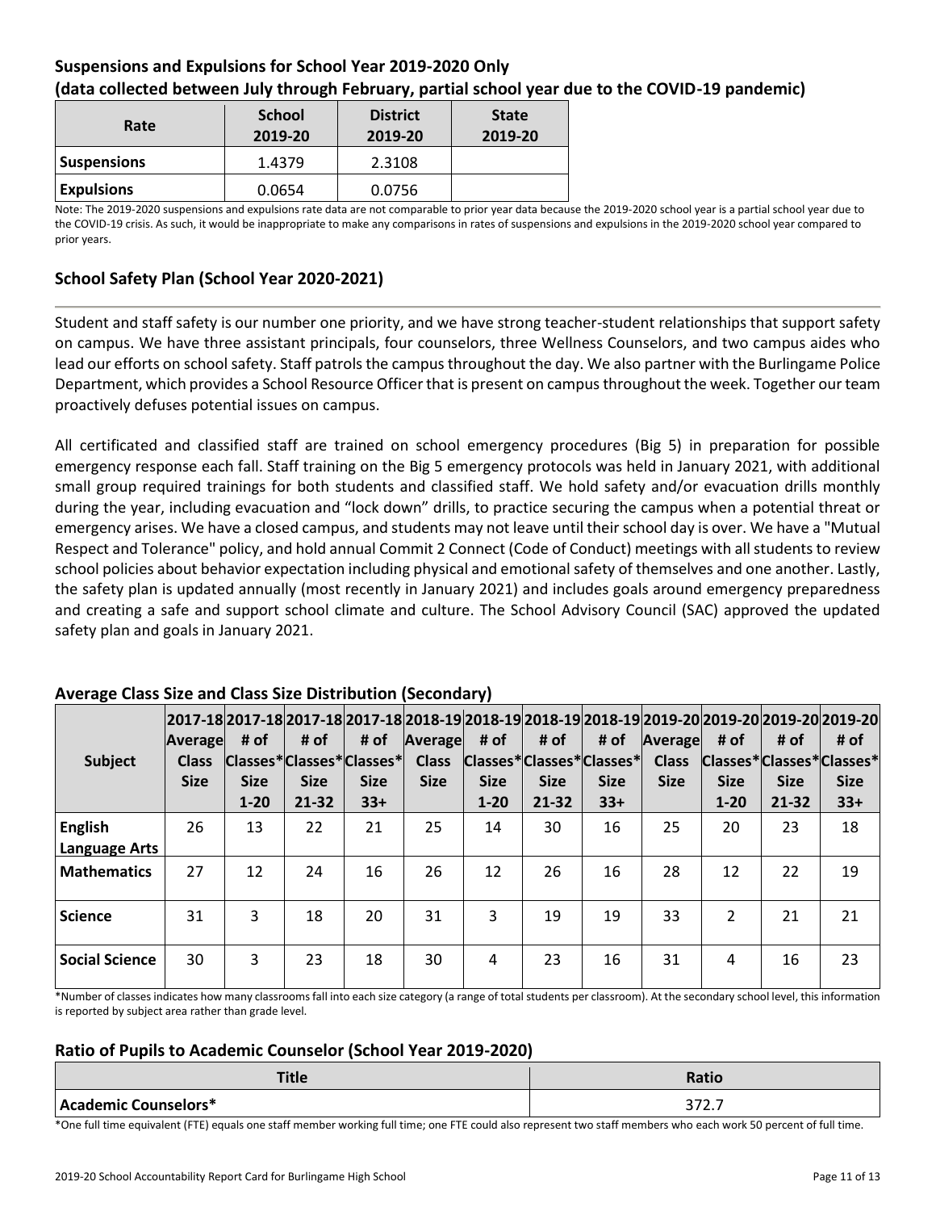## Suspensions and Expulsions for School Year 2019-2020 Only
## (data collected between July through February, partial school year due to the COVID-19 pandemic)

| Rate | School 2019-20 | District 2019-20 | State 2019-20 |
|---|---|---|---|
| Suspensions | 1.4379 | 2.3108 | |
| Expulsions | 0.0654 | 0.0756 | |

Note: The 2019-2020 suspensions and expulsions rate data are not comparable to prior year data because the 2019-2020 school year is a partial school year due to the COVID-19 crisis. As such, it would be inappropriate to make any comparisons in rates of suspensions and expulsions in the 2019-2020 school year compared to prior years.

## School Safety Plan (School Year 2020-2021)

Student and staff safety is our number one priority, and we have strong teacher-student relationships that support safety on campus. We have three assistant principals, four counselors, three Wellness Counselors, and two campus aides who lead our efforts on school safety. Staff patrols the campus throughout the day. We also partner with the Burlingame Police Department, which provides a School Resource Officer that is present on campus throughout the week. Together our team proactively defuses potential issues on campus.

All certificated and classified staff are trained on school emergency procedures (Big 5) in preparation for possible emergency response each fall. Staff training on the Big 5 emergency protocols was held in January 2021, with additional small group required trainings for both students and classified staff. We hold safety and/or evacuation drills monthly during the year, including evacuation and "lock down" drills, to practice securing the campus when a potential threat or emergency arises. We have a closed campus, and students may not leave until their school day is over. We have a "Mutual Respect and Tolerance" policy, and hold annual Commit 2 Connect (Code of Conduct) meetings with all students to review school policies about behavior expectation including physical and emotional safety of themselves and one another. Lastly, the safety plan is updated annually (most recently in January 2021) and includes goals around emergency preparedness and creating a safe and support school climate and culture. The School Advisory Council (SAC) approved the updated safety plan and goals in January 2021.

## Average Class Size and Class Size Distribution (Secondary)

| Subject | 2017-18 Average Class Size | 2017-18 # of Classes* Size 1-20 | 2017-18 # of Classes* Size 21-32 | 2017-18 # of Classes* Size 33+ | 2018-19 Average Class Size | 2018-19 # of Classes* Size 1-20 | 2018-19 # of Classes* Size 21-32 | 2018-19 # of Classes* Size 33+ | 2019-20 Average Class Size | 2019-20 # of Classes* Size 1-20 | 2019-20 # of Classes* Size 21-32 | 2019-20 # of Classes* Size 33+ |
|---|---|---|---|---|---|---|---|---|---|---|---|---|
| English Language Arts | 26 | 13 | 22 | 21 | 25 | 14 | 30 | 16 | 25 | 20 | 23 | 18 |
| Mathematics | 27 | 12 | 24 | 16 | 26 | 12 | 26 | 16 | 28 | 12 | 22 | 19 |
| Science | 31 | 3 | 18 | 20 | 31 | 3 | 19 | 19 | 33 | 2 | 21 | 21 |
| Social Science | 30 | 3 | 23 | 18 | 30 | 4 | 23 | 16 | 31 | 4 | 16 | 23 |

*Number of classes indicates how many classrooms fall into each size category (a range of total students per classroom). At the secondary school level, this information is reported by subject area rather than grade level.

## Ratio of Pupils to Academic Counselor (School Year 2019-2020)

| Title | Ratio |
|---|---|
| Academic Counselors* | 372.7 |

*One full time equivalent (FTE) equals one staff member working full time; one FTE could also represent two staff members who each work 50 percent of full time.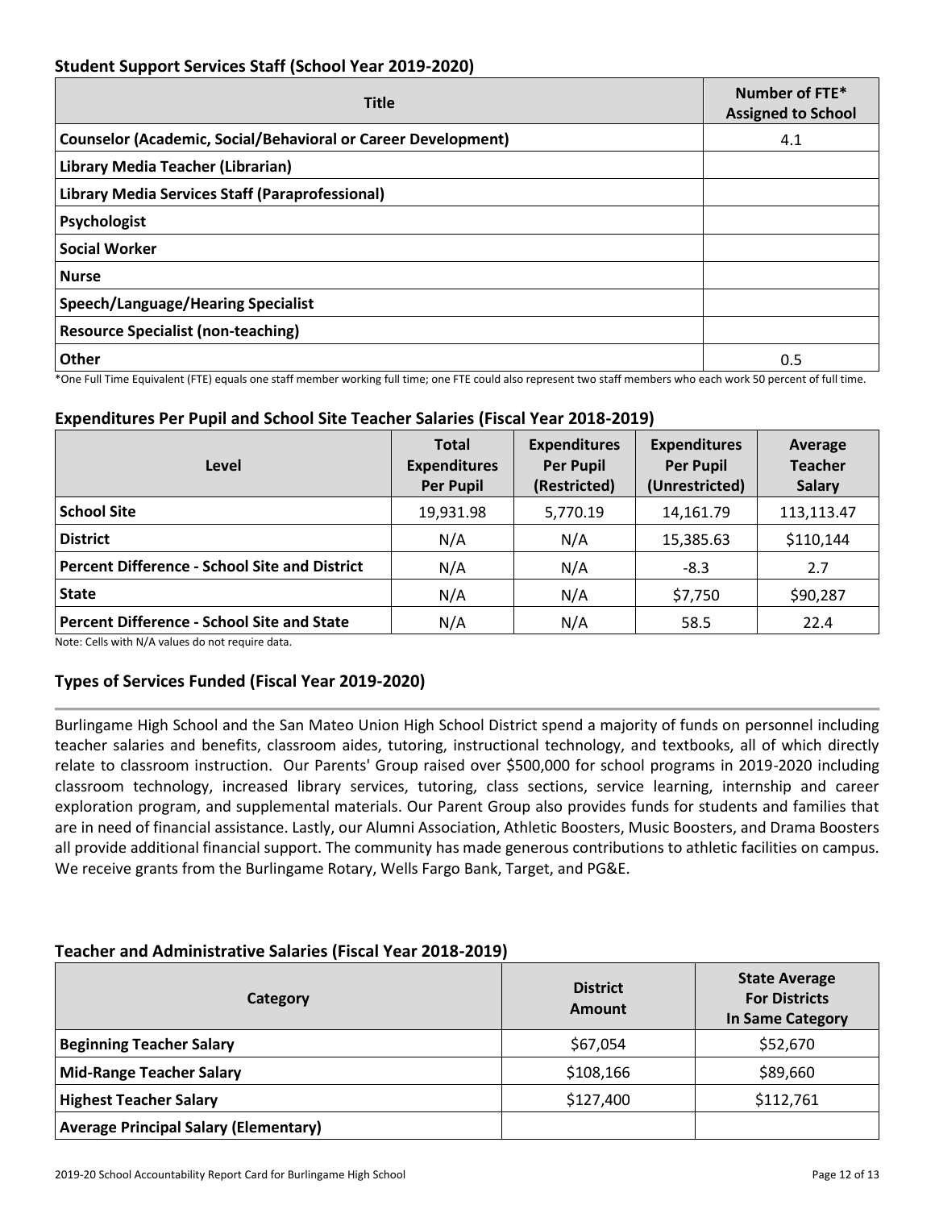### Student Support Services Staff (School Year 2019-2020)

| Title | Number of FTE* Assigned to School |
|---|---|
| **Counselor (Academic, Social/Behavioral or Career Development)** | 4.1 |
| **Library Media Teacher (Librarian)** | |
| **Library Media Services Staff (Paraprofessional)** | |
| **Psychologist** | |
| **Social Worker** | |
| **Nurse** | |
| **Speech/Language/Hearing Specialist** | |
| **Resource Specialist (non-teaching)** | |
| **Other** | 0.5 |

*One Full Time Equivalent (FTE) equals one staff member working full time; one FTE could also represent two staff members who each work 50 percent of full time.

### Expenditures Per Pupil and School Site Teacher Salaries (Fiscal Year 2018-2019)

| Level | Total Expenditures Per Pupil | Expenditures Per Pupil (Restricted) | Expenditures Per Pupil (Unrestricted) | Average Teacher Salary |
|---|---|---|---|---|
| **School Site** | 19,931.98 | 5,770.19 | 14,161.79 | 113,113.47 |
| **District** | N/A | N/A | 15,385.63 | $110,144 |
| **Percent Difference - School Site and District** | N/A | N/A | -8.3 | 2.7 |
| **State** | N/A | N/A | $7,750 | $90,287 |
| **Percent Difference - School Site and State** | N/A | N/A | 58.5 | 22.4 |

Note: Cells with N/A values do not require data.

### Types of Services Funded (Fiscal Year 2019-2020)

Burlingame High School and the San Mateo Union High School District spend a majority of funds on personnel including teacher salaries and benefits, classroom aides, tutoring, instructional technology, and textbooks, all of which directly relate to classroom instruction. Our Parents' Group raised over $500,000 for school programs in 2019-2020 including classroom technology, increased library services, tutoring, class sections, service learning, internship and career exploration program, and supplemental materials. Our Parent Group also provides funds for students and families that are in need of financial assistance. Lastly, our Alumni Association, Athletic Boosters, Music Boosters, and Drama Boosters all provide additional financial support. The community has made generous contributions to athletic facilities on campus. We receive grants from the Burlingame Rotary, Wells Fargo Bank, Target, and PG&E.

### Teacher and Administrative Salaries (Fiscal Year 2018-2019)

| Category | District Amount | State Average For Districts In Same Category |
|---|---|---|
| **Beginning Teacher Salary** | $67,054 | $52,670 |
| **Mid-Range Teacher Salary** | $108,166 | $89,660 |
| **Highest Teacher Salary** | $127,400 | $112,761 |
| **Average Principal Salary (Elementary)** | | |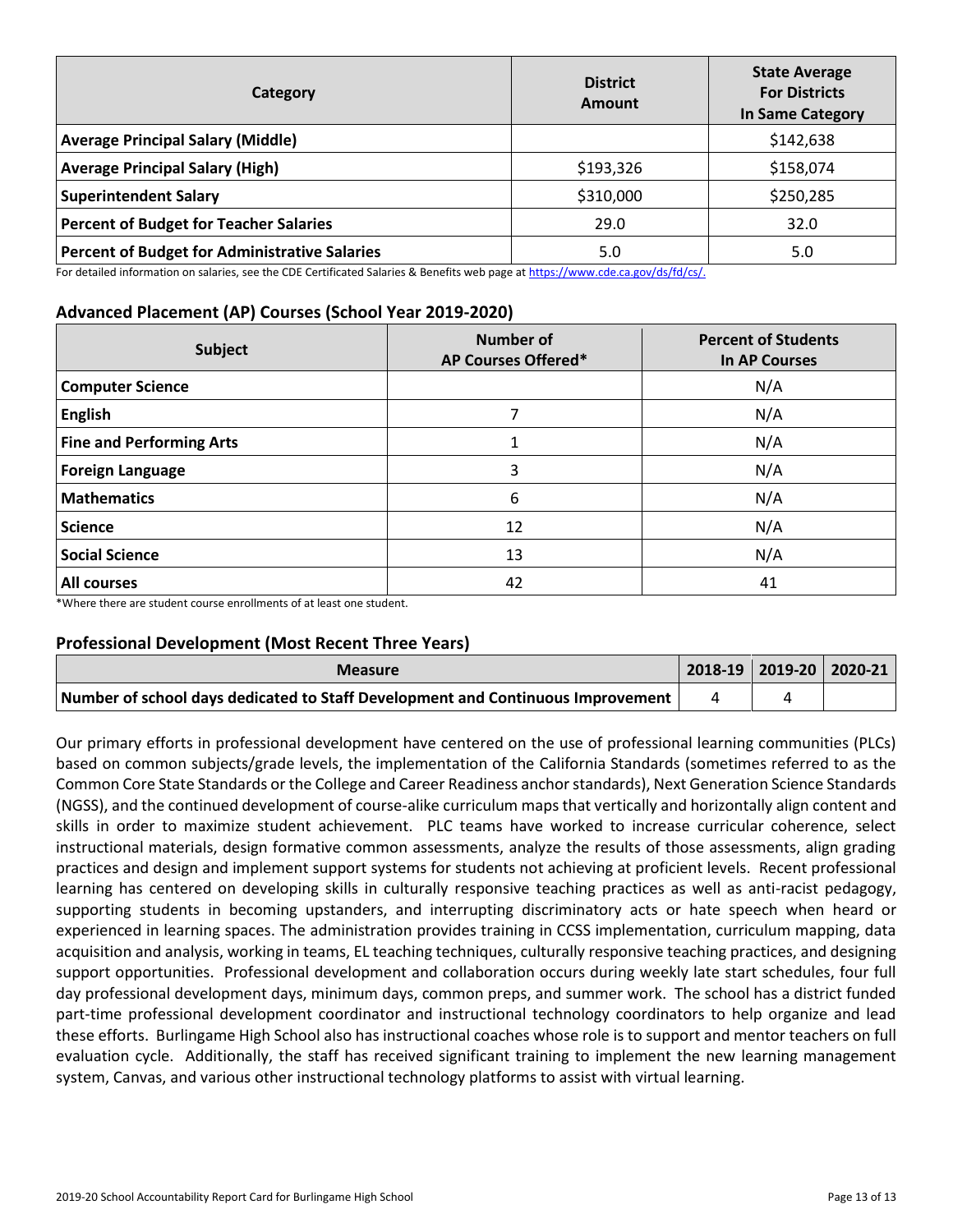| Category | District Amount | State Average For Districts In Same Category |
| --- | --- | --- |
| **Average Principal Salary (Middle)** | | $142,638 |
| **Average Principal Salary (High)** | $193,326 | $158,074 |
| **Superintendent Salary** | $310,000 | $250,285 |
| **Percent of Budget for Teacher Salaries** | 29.0 | 32.0 |
| **Percent of Budget for Administrative Salaries** | 5.0 | 5.0 |

For detailed information on salaries, see the CDE Certificated Salaries & Benefits web page at https://www.cde.ca.gov/ds/fd/cs/.

### Advanced Placement (AP) Courses (School Year 2019-2020)

| Subject | Number of AP Courses Offered* | Percent of Students In AP Courses |
| --- | --- | --- |
| **Computer Science** | | N/A |
| **English** | 7 | N/A |
| **Fine and Performing Arts** | 1 | N/A |
| **Foreign Language** | 3 | N/A |
| **Mathematics** | 6 | N/A |
| **Science** | 12 | N/A |
| **Social Science** | 13 | N/A |
| **All courses** | 42 | 41 |

*Where there are student course enrollments of at least one student.

### Professional Development (Most Recent Three Years)

| Measure | 2018-19 | 2019-20 | 2020-21 |
| --- | --- | --- | --- |
| **Number of school days dedicated to Staff Development and Continuous Improvement** | 4 | 4 | |

Our primary efforts in professional development have centered on the use of professional learning communities (PLCs) based on common subjects/grade levels, the implementation of the California Standards (sometimes referred to as the Common Core State Standards or the College and Career Readiness anchor standards), Next Generation Science Standards (NGSS), and the continued development of course-alike curriculum maps that vertically and horizontally align content and skills in order to maximize student achievement. PLC teams have worked to increase curricular coherence, select instructional materials, design formative common assessments, analyze the results of those assessments, align grading practices and design and implement support systems for students not achieving at proficient levels. Recent professional learning has centered on developing skills in culturally responsive teaching practices as well as anti-racist pedagogy, supporting students in becoming upstanders, and interrupting discriminatory acts or hate speech when heard or experienced in learning spaces. The administration provides training in CCSS implementation, curriculum mapping, data acquisition and analysis, working in teams, EL teaching techniques, culturally responsive teaching practices, and designing support opportunities. Professional development and collaboration occurs during weekly late start schedules, four full day professional development days, minimum days, common preps, and summer work. The school has a district funded part-time professional development coordinator and instructional technology coordinators to help organize and lead these efforts. Burlingame High School also has instructional coaches whose role is to support and mentor teachers on full evaluation cycle. Additionally, the staff has received significant training to implement the new learning management system, Canvas, and various other instructional technology platforms to assist with virtual learning.